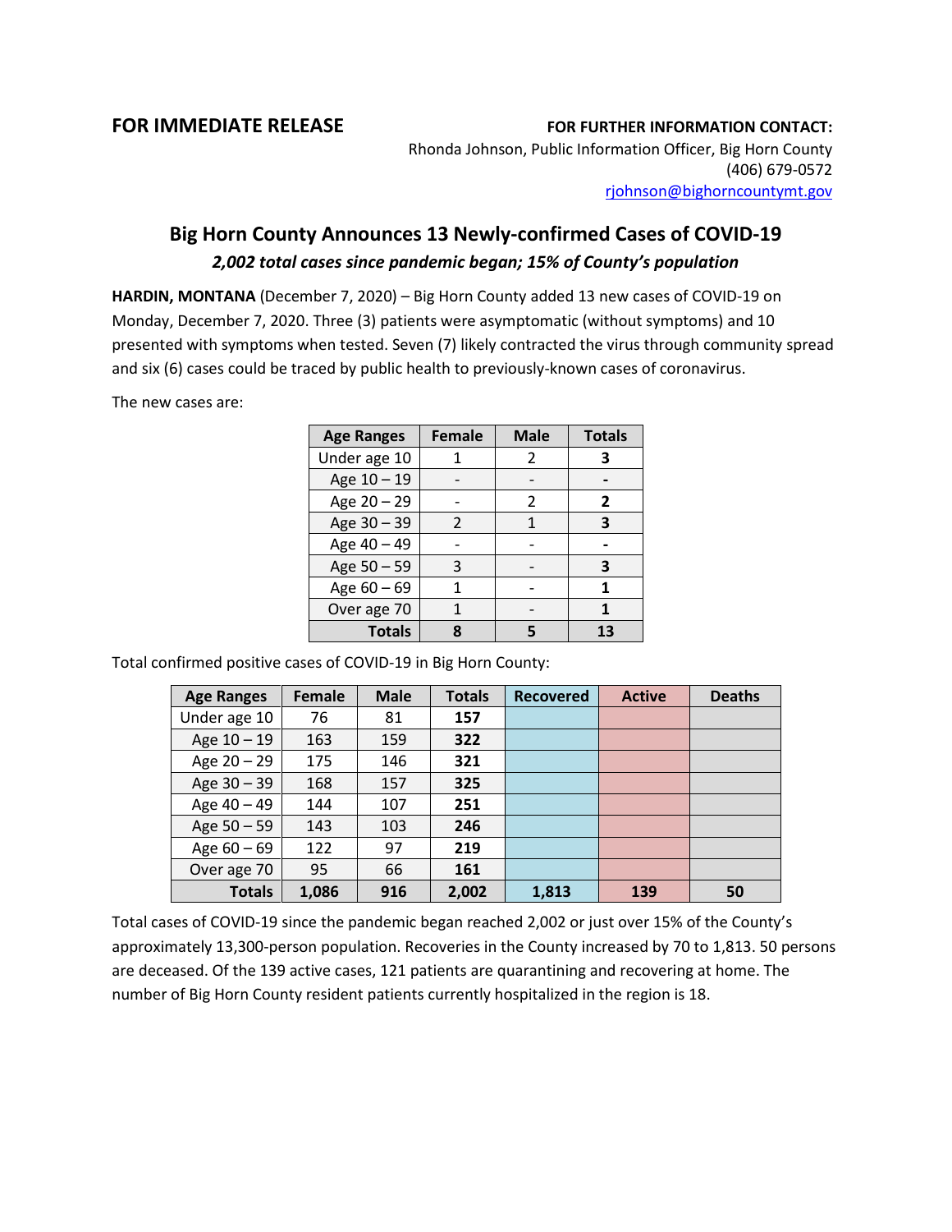**FOR IMMEDIATE RELEASE**

**FOR FURTHER INFORMATION CONTACT:**
Rhonda Johnson, Public Information Officer, Big Horn County
(406) 679-0572
rjohnson@bighorncountymt.gov

# Big Horn County Announces 13 Newly-confirmed Cases of COVID-19

***2,002 total cases since pandemic began; 15% of County's population***

**HARDIN, MONTANA** (December 7, 2020) – Big Horn County added 13 new cases of COVID-19 on Monday, December 7, 2020. Three (3) patients were asymptomatic (without symptoms) and 10 presented with symptoms when tested. Seven (7) likely contracted the virus through community spread and six (6) cases could be traced by public health to previously-known cases of coronavirus.

The new cases are:

| Age Ranges | Female | Male | Totals |
|---|---|---|---|
| Under age 10 | 1 | 2 | **3** |
| Age 10 – 19 | - | - | **-** |
| Age 20 – 29 | - | 2 | **2** |
| Age 30 – 39 | 2 | 1 | **3** |
| Age 40 – 49 | - | - | **-** |
| Age 50 – 59 | 3 | - | **3** |
| Age 60 – 69 | 1 | - | **1** |
| Over age 70 | 1 | - | **1** |
| **Totals** | **8** | **5** | **13** |

Total confirmed positive cases of COVID-19 in Big Horn County:

| Age Ranges | Female | Male | Totals | Recovered | Active | Deaths |
|---|---|---|---|---|---|---|
| Under age 10 | 76 | 81 | **157** | | | |
| Age 10 – 19 | 163 | 159 | **322** | | | |
| Age 20 – 29 | 175 | 146 | **321** | | | |
| Age 30 – 39 | 168 | 157 | **325** | | | |
| Age 40 – 49 | 144 | 107 | **251** | | | |
| Age 50 – 59 | 143 | 103 | **246** | | | |
| Age 60 – 69 | 122 | 97 | **219** | | | |
| Over age 70 | 95 | 66 | **161** | | | |
| **Totals** | **1,086** | **916** | **2,002** | **1,813** | **139** | **50** |

Total cases of COVID-19 since the pandemic began reached 2,002 or just over 15% of the County's approximately 13,300-person population. Recoveries in the County increased by 70 to 1,813. 50 persons are deceased. Of the 139 active cases, 121 patients are quarantining and recovering at home. The number of Big Horn County resident patients currently hospitalized in the region is 18.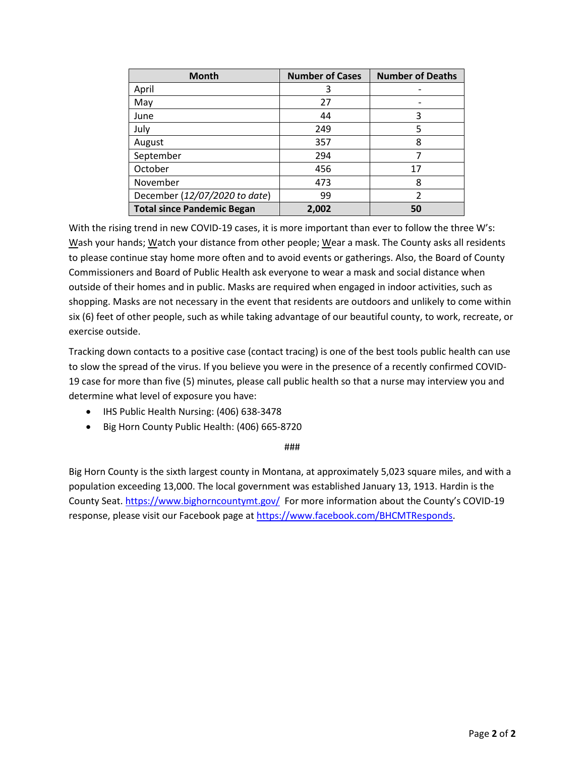| Month | Number of Cases | Number of Deaths |
|---|---|---|
| April | 3 | - |
| May | 27 | - |
| June | 44 | 3 |
| July | 249 | 5 |
| August | 357 | 8 |
| September | 294 | 7 |
| October | 456 | 17 |
| November | 473 | 8 |
| December (*12/07/2020 to date*) | 99 | 2 |
| **Total since Pandemic Began** | **2,002** | **50** |

With the rising trend in new COVID-19 cases, it is more important than ever to follow the three W's: Wash your hands; Watch your distance from other people; Wear a mask. The County asks all residents to please continue stay home more often and to avoid events or gatherings. Also, the Board of County Commissioners and Board of Public Health ask everyone to wear a mask and social distance when outside of their homes and in public. Masks are required when engaged in indoor activities, such as shopping. Masks are not necessary in the event that residents are outdoors and unlikely to come within six (6) feet of other people, such as while taking advantage of our beautiful county, to work, recreate, or exercise outside.

Tracking down contacts to a positive case (contact tracing) is one of the best tools public health can use to slow the spread of the virus. If you believe you were in the presence of a recently confirmed COVID-19 case for more than five (5) minutes, please call public health so that a nurse may interview you and determine what level of exposure you have:

- IHS Public Health Nursing: (406) 638-3478
- Big Horn County Public Health: (406) 665-8720

###

Big Horn County is the sixth largest county in Montana, at approximately 5,023 square miles, and with a population exceeding 13,000. The local government was established January 13, 1913. Hardin is the County Seat. https://www.bighorncountymt.gov/ For more information about the County's COVID-19 response, please visit our Facebook page at https://www.facebook.com/BHCMTResponds.